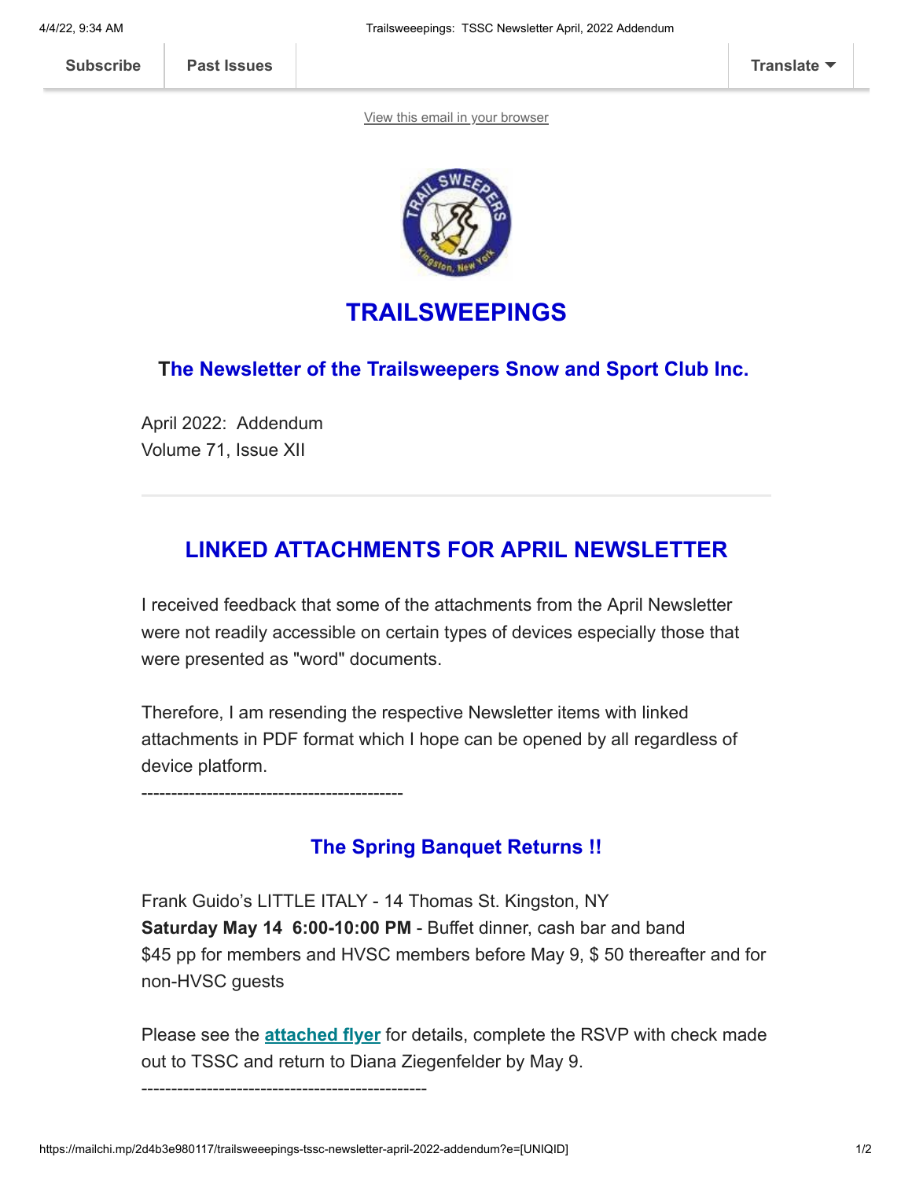Subscribe | Past Issues | Translate

View this email in your browser

# TRAILSWEEPINGS

## The Newsletter of the Trailsweepers Snow and Sport Club Inc.

April 2022: Addendum
Volume 71, Issue XII

---

## LINKED ATTACHMENTS FOR APRIL NEWSLETTER

I received feedback that some of the attachments from the April Newsletter were not readily accessible on certain types of devices especially those that were presented as "word" documents.

Therefore, I am resending the respective Newsletter items with linked attachments in PDF format which I hope can be opened by all regardless of device platform.

--------------------------------------------

### The Spring Banquet Returns !!

Frank Guido's LITTLE ITALY - 14 Thomas St. Kingston, NY
**Saturday May 14 6:00-10:00 PM** - Buffet dinner, cash bar and band
$45 pp for members and HVSC members before May 9, $ 50 thereafter and for non-HVSC guests

Please see the **attached flyer** for details, complete the RSVP with check made out to TSSC and return to Diana Ziegenfelder by May 9.

------------------------------------------------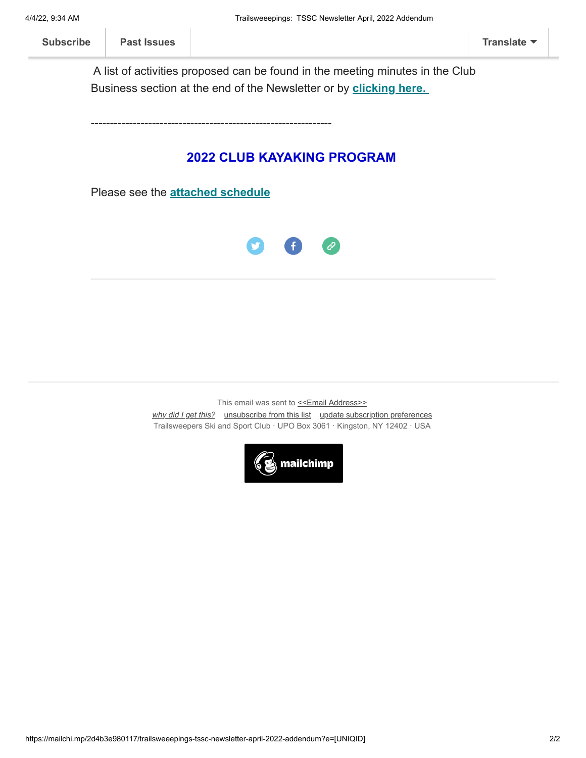Subscribe | Past Issues | Translate

A list of activities proposed can be found in the meeting minutes in the Club Business section at the end of the Newsletter or by **clicking here.**

---------------------------------------------------------------

## 2022 CLUB KAYAKING PROGRAM

Please see the **attached schedule**

This email was sent to <<Email Address>>

*why did I get this?* unsubscribe from this list update subscription preferences

Trailsweepers Ski and Sport Club · UPO Box 3061 · Kingston, NY 12402 · USA

mailchimp